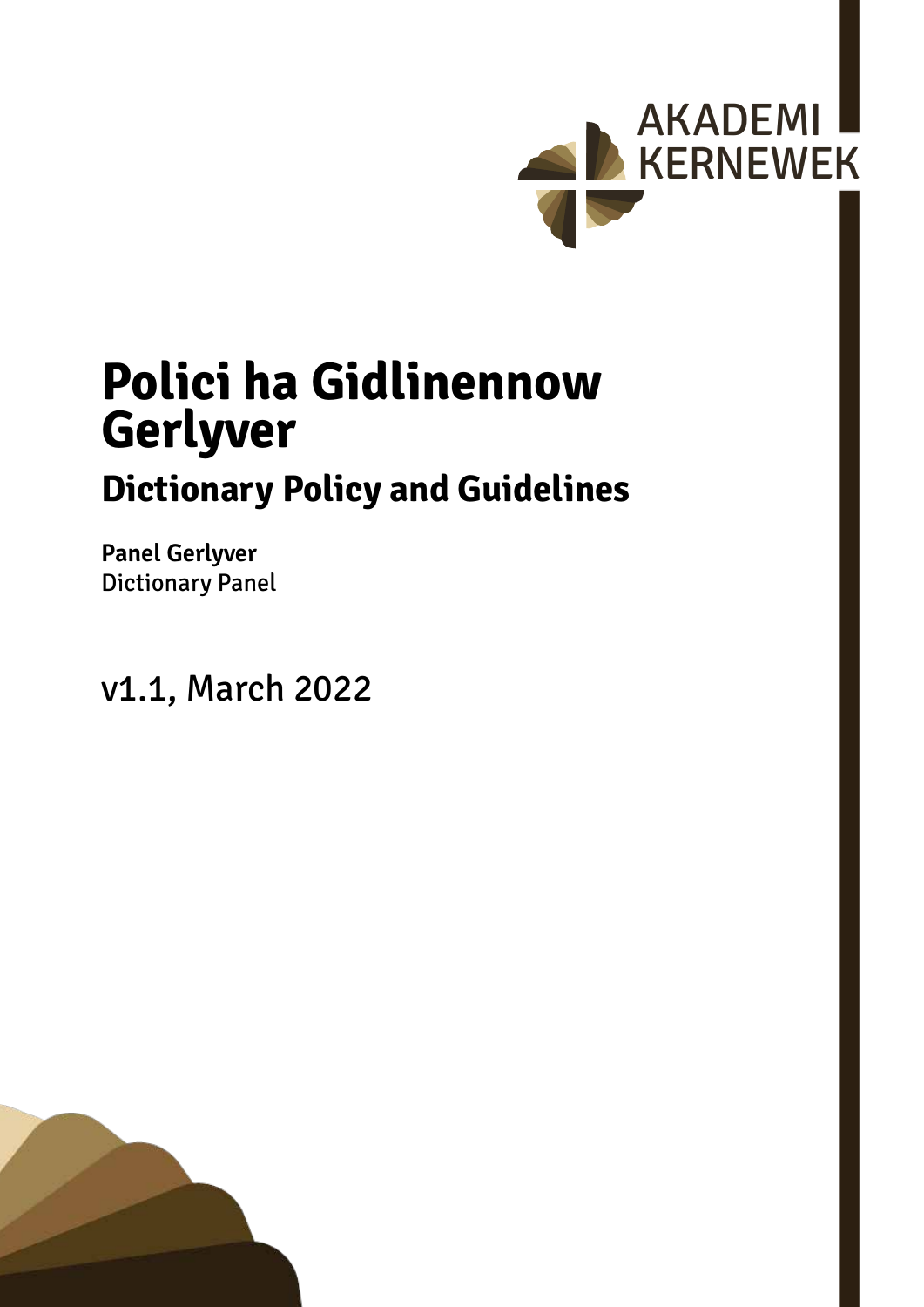AKADEMI KERNEWEK

# Polici ha Gidlinennow Gerlyver

## Dictionary Policy and Guidelines

**Panel Gerlyver**
Dictionary Panel

v1.1, March 2022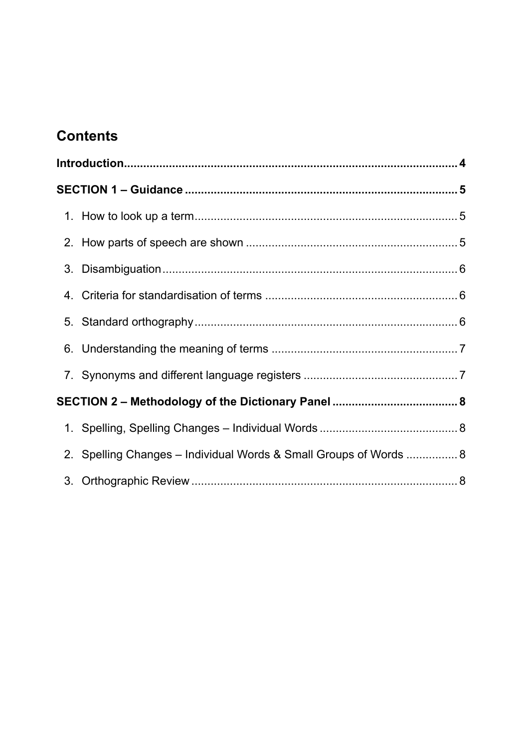## Contents

**Introduction** ... **4**

**SECTION 1 – Guidance** ... **5**

1. How to look up a term ... 5
2. How parts of speech are shown ... 5
3. Disambiguation ... 6
4. Criteria for standardisation of terms ... 6
5. Standard orthography ... 6
6. Understanding the meaning of terms ... 7
7. Synonyms and different language registers ... 7

**SECTION 2 – Methodology of the Dictionary Panel** ... **8**

1. Spelling, Spelling Changes – Individual Words ... 8
2. Spelling Changes – Individual Words & Small Groups of Words ... 8
3. Orthographic Review ... 8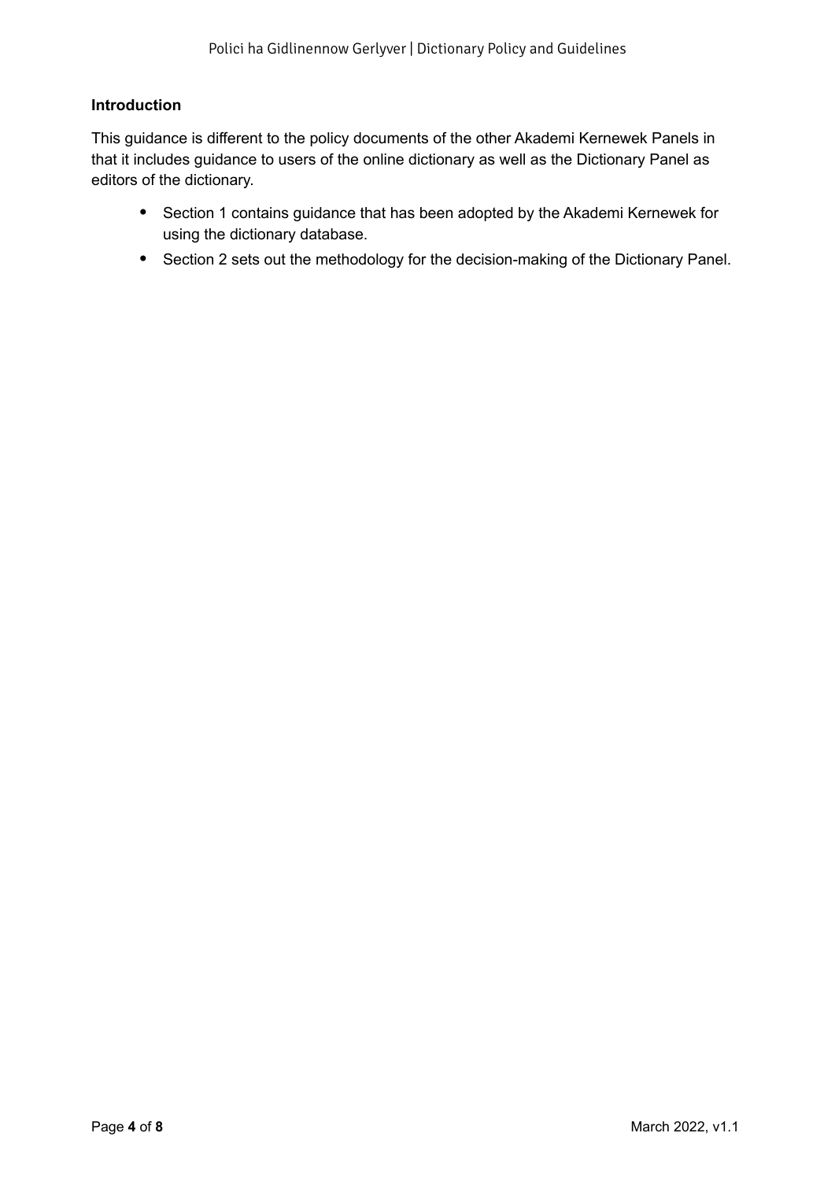## Introduction

This guidance is different to the policy documents of the other Akademi Kernewek Panels in that it includes guidance to users of the online dictionary as well as the Dictionary Panel as editors of the dictionary.

- Section 1 contains guidance that has been adopted by the Akademi Kernewek for using the dictionary database.
- Section 2 sets out the methodology for the decision-making of the Dictionary Panel.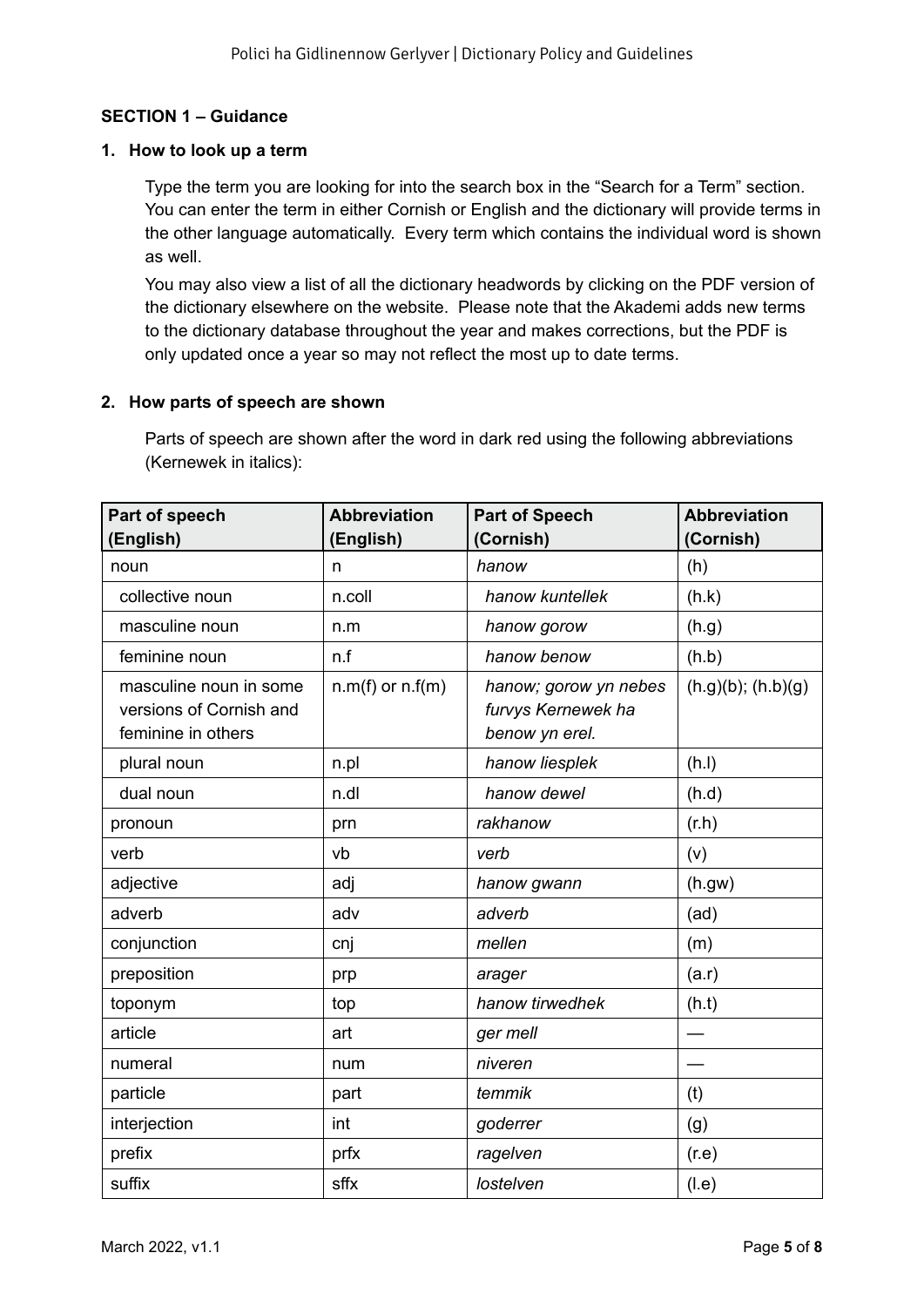## SECTION 1 – Guidance

### 1. How to look up a term

Type the term you are looking for into the search box in the "Search for a Term" section. You can enter the term in either Cornish or English and the dictionary will provide terms in the other language automatically. Every term which contains the individual word is shown as well.

You may also view a list of all the dictionary headwords by clicking on the PDF version of the dictionary elsewhere on the website. Please note that the Akademi adds new terms to the dictionary database throughout the year and makes corrections, but the PDF is only updated once a year so may not reflect the most up to date terms.

### 2. How parts of speech are shown

Parts of speech are shown after the word in dark red using the following abbreviations (Kernewek in italics):

| Part of speech (English) | Abbreviation (English) | Part of Speech (Cornish) | Abbreviation (Cornish) |
|---|---|---|---|
| noun | n | *hanow* | (h) |
| collective noun | n.coll | *hanow kuntellek* | (h.k) |
| masculine noun | n.m | *hanow gorow* | (h.g) |
| feminine noun | n.f | *hanow benow* | (h.b) |
| masculine noun in some versions of Cornish and feminine in others | n.m(f) or n.f(m) | *hanow; gorow yn nebes furvys Kernewek ha benow yn erel.* | (h.g)(b); (h.b)(g) |
| plural noun | n.pl | *hanow liesplek* | (h.l) |
| dual noun | n.dl | *hanow dewel* | (h.d) |
| pronoun | prn | *rakhanow* | (r.h) |
| verb | vb | *verb* | (v) |
| adjective | adj | *hanow gwann* | (h.gw) |
| adverb | adv | *adverb* | (ad) |
| conjunction | cnj | *mellen* | (m) |
| preposition | prp | *arager* | (a.r) |
| toponym | top | *hanow tirwedhek* | (h.t) |
| article | art | *ger mell* | — |
| numeral | num | *niveren* | — |
| particle | part | *temmik* | (t) |
| interjection | int | *goderrer* | (g) |
| prefix | prfx | *ragelven* | (r.e) |
| suffix | sffx | *lostelven* | (l.e) |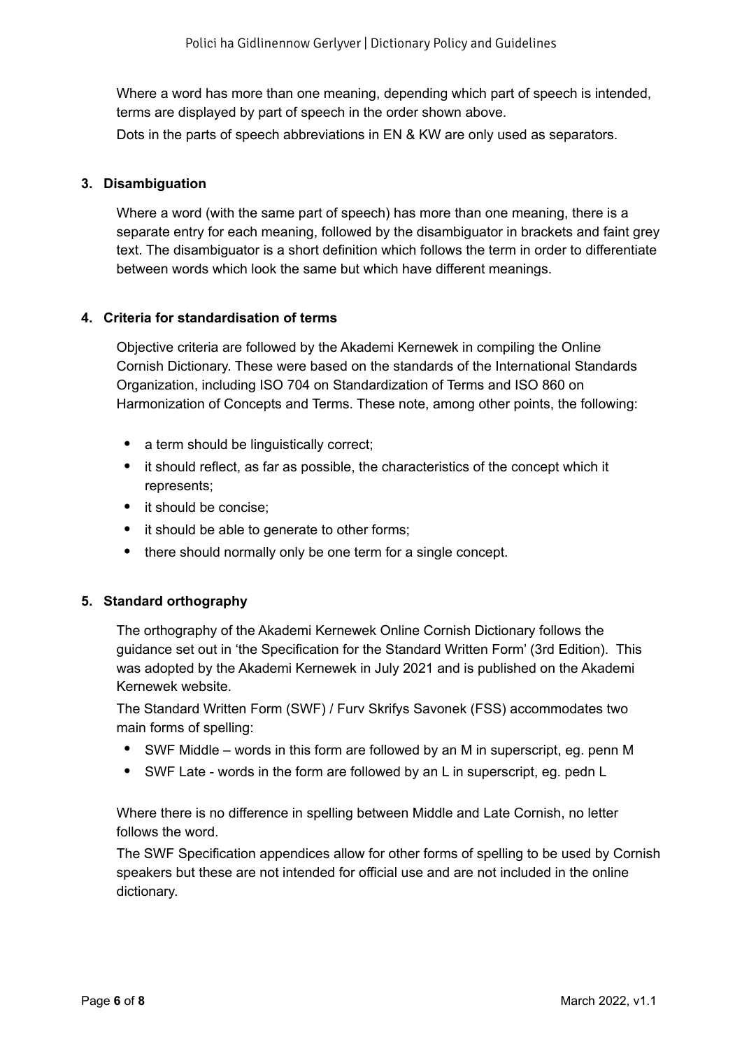Where a word has more than one meaning, depending which part of speech is intended, terms are displayed by part of speech in the order shown above.

Dots in the parts of speech abbreviations in EN & KW are only used as separators.

## 3. Disambiguation

Where a word (with the same part of speech) has more than one meaning, there is a separate entry for each meaning, followed by the disambiguator in brackets and faint grey text. The disambiguator is a short definition which follows the term in order to differentiate between words which look the same but which have different meanings.

## 4. Criteria for standardisation of terms

Objective criteria are followed by the Akademi Kernewek in compiling the Online Cornish Dictionary. These were based on the standards of the International Standards Organization, including ISO 704 on Standardization of Terms and ISO 860 on Harmonization of Concepts and Terms. These note, among other points, the following:

- a term should be linguistically correct;
- it should reflect, as far as possible, the characteristics of the concept which it represents;
- it should be concise;
- it should be able to generate to other forms;
- there should normally only be one term for a single concept.

## 5. Standard orthography

The orthography of the Akademi Kernewek Online Cornish Dictionary follows the guidance set out in 'the Specification for the Standard Written Form' (3rd Edition). This was adopted by the Akademi Kernewek in July 2021 and is published on the Akademi Kernewek website.

The Standard Written Form (SWF) / Furv Skrifys Savonek (FSS) accommodates two main forms of spelling:

- SWF Middle – words in this form are followed by an M in superscript, eg. penn M
- SWF Late - words in the form are followed by an L in superscript, eg. pedn L

Where there is no difference in spelling between Middle and Late Cornish, no letter follows the word.

The SWF Specification appendices allow for other forms of spelling to be used by Cornish speakers but these are not intended for official use and are not included in the online dictionary.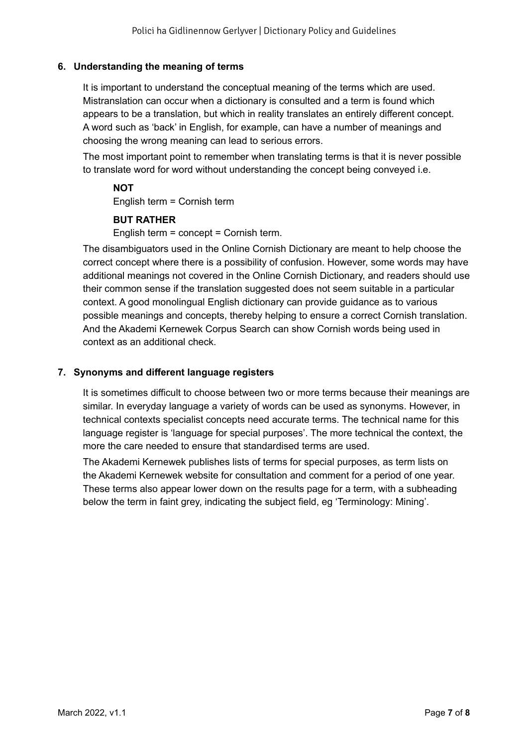## 6. Understanding the meaning of terms

It is important to understand the conceptual meaning of the terms which are used. Mistranslation can occur when a dictionary is consulted and a term is found which appears to be a translation, but which in reality translates an entirely different concept. A word such as 'back' in English, for example, can have a number of meanings and choosing the wrong meaning can lead to serious errors.

The most important point to remember when translating terms is that it is never possible to translate word for word without understanding the concept being conveyed i.e.

**NOT**

English term = Cornish term

**BUT RATHER**

English term = concept = Cornish term.

The disambiguators used in the Online Cornish Dictionary are meant to help choose the correct concept where there is a possibility of confusion. However, some words may have additional meanings not covered in the Online Cornish Dictionary, and readers should use their common sense if the translation suggested does not seem suitable in a particular context. A good monolingual English dictionary can provide guidance as to various possible meanings and concepts, thereby helping to ensure a correct Cornish translation. And the Akademi Kernewek Corpus Search can show Cornish words being used in context as an additional check.

## 7. Synonyms and different language registers

It is sometimes difficult to choose between two or more terms because their meanings are similar. In everyday language a variety of words can be used as synonyms. However, in technical contexts specialist concepts need accurate terms. The technical name for this language register is 'language for special purposes'. The more technical the context, the more the care needed to ensure that standardised terms are used.

The Akademi Kernewek publishes lists of terms for special purposes, as term lists on the Akademi Kernewek website for consultation and comment for a period of one year. These terms also appear lower down on the results page for a term, with a subheading below the term in faint grey, indicating the subject field, eg 'Terminology: Mining'.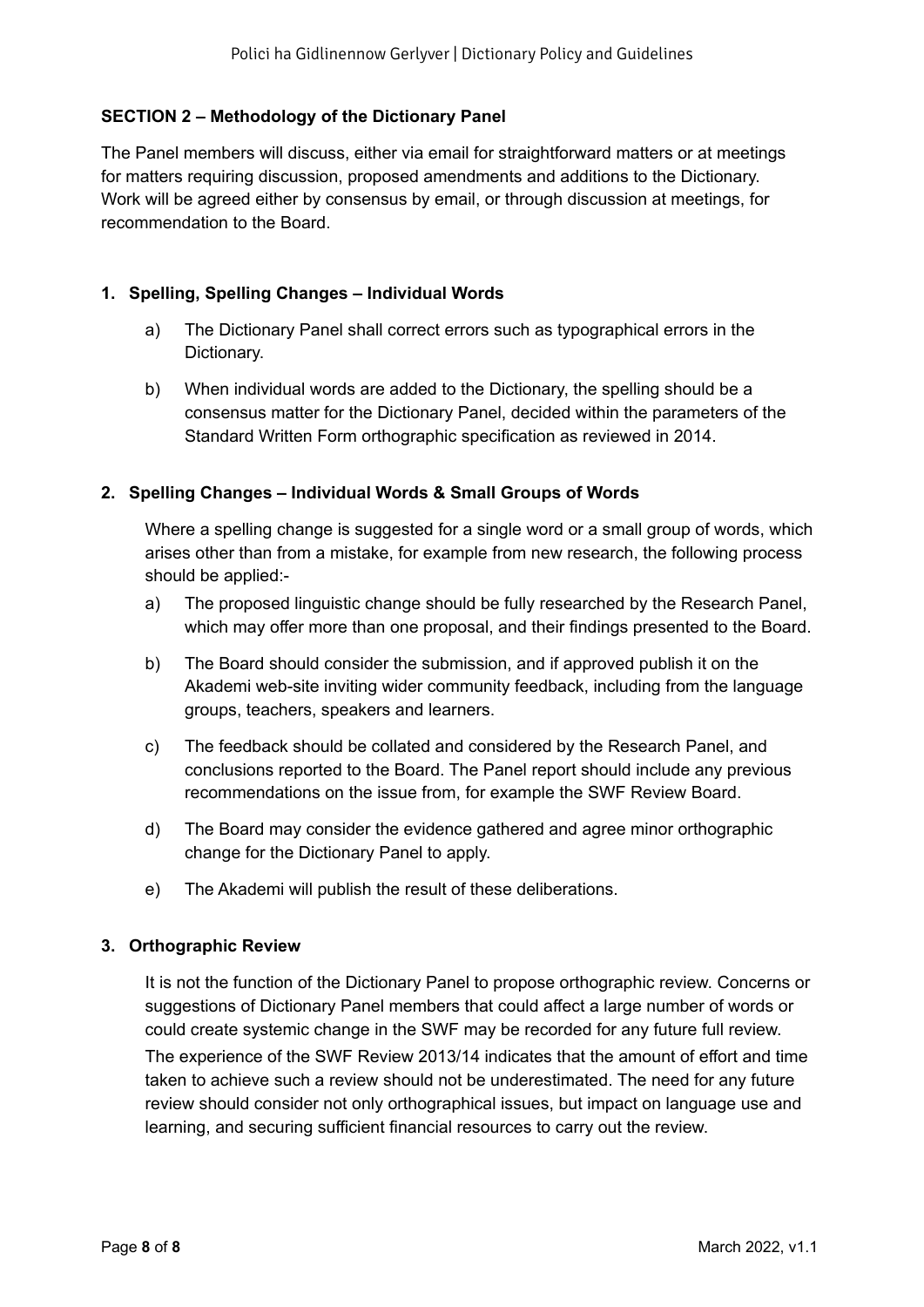**SECTION 2 – Methodology of the Dictionary Panel**

The Panel members will discuss, either via email for straightforward matters or at meetings for matters requiring discussion, proposed amendments and additions to the Dictionary. Work will be agreed either by consensus by email, or through discussion at meetings, for recommendation to the Board.

**1. Spelling, Spelling Changes – Individual Words**

a) The Dictionary Panel shall correct errors such as typographical errors in the Dictionary.

b) When individual words are added to the Dictionary, the spelling should be a consensus matter for the Dictionary Panel, decided within the parameters of the Standard Written Form orthographic specification as reviewed in 2014.

**2. Spelling Changes – Individual Words & Small Groups of Words**

Where a spelling change is suggested for a single word or a small group of words, which arises other than from a mistake, for example from new research, the following process should be applied:-

a) The proposed linguistic change should be fully researched by the Research Panel, which may offer more than one proposal, and their findings presented to the Board.

b) The Board should consider the submission, and if approved publish it on the Akademi web-site inviting wider community feedback, including from the language groups, teachers, speakers and learners.

c) The feedback should be collated and considered by the Research Panel, and conclusions reported to the Board. The Panel report should include any previous recommendations on the issue from, for example the SWF Review Board.

d) The Board may consider the evidence gathered and agree minor orthographic change for the Dictionary Panel to apply.

e) The Akademi will publish the result of these deliberations.

**3. Orthographic Review**

It is not the function of the Dictionary Panel to propose orthographic review. Concerns or suggestions of Dictionary Panel members that could affect a large number of words or could create systemic change in the SWF may be recorded for any future full review.

The experience of the SWF Review 2013/14 indicates that the amount of effort and time taken to achieve such a review should not be underestimated. The need for any future review should consider not only orthographical issues, but impact on language use and learning, and securing sufficient financial resources to carry out the review.